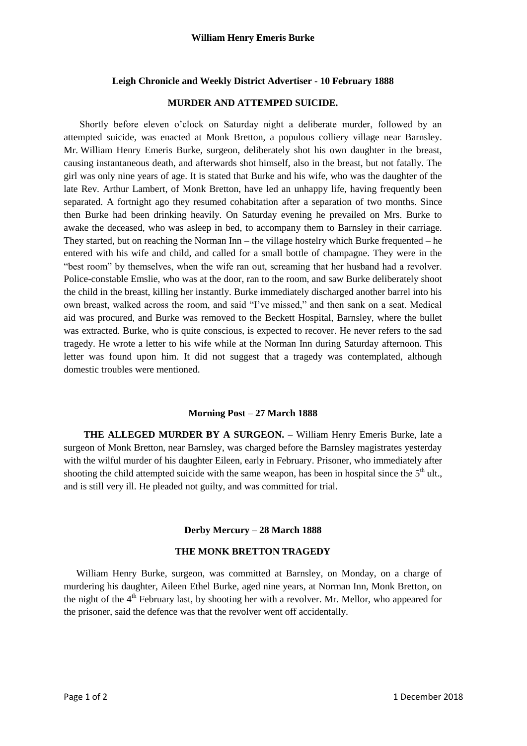# William Henry Emeris Burke

## Leigh Chronicle and Weekly District Advertiser - 10 February 1888

### MURDER AND ATTEMPED SUICIDE.

Shortly before eleven o'clock on Saturday night a deliberate murder, followed by an attempted suicide, was enacted at Monk Bretton, a populous colliery village near Barnsley. Mr. William Henry Emeris Burke, surgeon, deliberately shot his own daughter in the breast, causing instantaneous death, and afterwards shot himself, also in the breast, but not fatally. The girl was only nine years of age. It is stated that Burke and his wife, who was the daughter of the late Rev. Arthur Lambert, of Monk Bretton, have led an unhappy life, having frequently been separated. A fortnight ago they resumed cohabitation after a separation of two months. Since then Burke had been drinking heavily. On Saturday evening he prevailed on Mrs. Burke to awake the deceased, who was asleep in bed, to accompany them to Barnsley in their carriage. They started, but on reaching the Norman Inn – the village hostelry which Burke frequented – he entered with his wife and child, and called for a small bottle of champagne. They were in the "best room" by themselves, when the wife ran out, screaming that her husband had a revolver. Police-constable Emslie, who was at the door, ran to the room, and saw Burke deliberately shoot the child in the breast, killing her instantly. Burke immediately discharged another barrel into his own breast, walked across the room, and said "I've missed," and then sank on a seat. Medical aid was procured, and Burke was removed to the Beckett Hospital, Barnsley, where the bullet was extracted. Burke, who is quite conscious, is expected to recover. He never refers to the sad tragedy. He wrote a letter to his wife while at the Norman Inn during Saturday afternoon. This letter was found upon him. It did not suggest that a tragedy was contemplated, although domestic troubles were mentioned.

## Morning Post – 27 March 1888

**THE ALLEGED MURDER BY A SURGEON.** – William Henry Emeris Burke, late a surgeon of Monk Bretton, near Barnsley, was charged before the Barnsley magistrates yesterday with the wilful murder of his daughter Eileen, early in February. Prisoner, who immediately after shooting the child attempted suicide with the same weapon, has been in hospital since the 5th ult., and is still very ill. He pleaded not guilty, and was committed for trial.

## Derby Mercury – 28 March 1888

### THE MONK BRETTON TRAGEDY

William Henry Burke, surgeon, was committed at Barnsley, on Monday, on a charge of murdering his daughter, Aileen Ethel Burke, aged nine years, at Norman Inn, Monk Bretton, on the night of the 4th February last, by shooting her with a revolver. Mr. Mellor, who appeared for the prisoner, said the defence was that the revolver went off accidentally.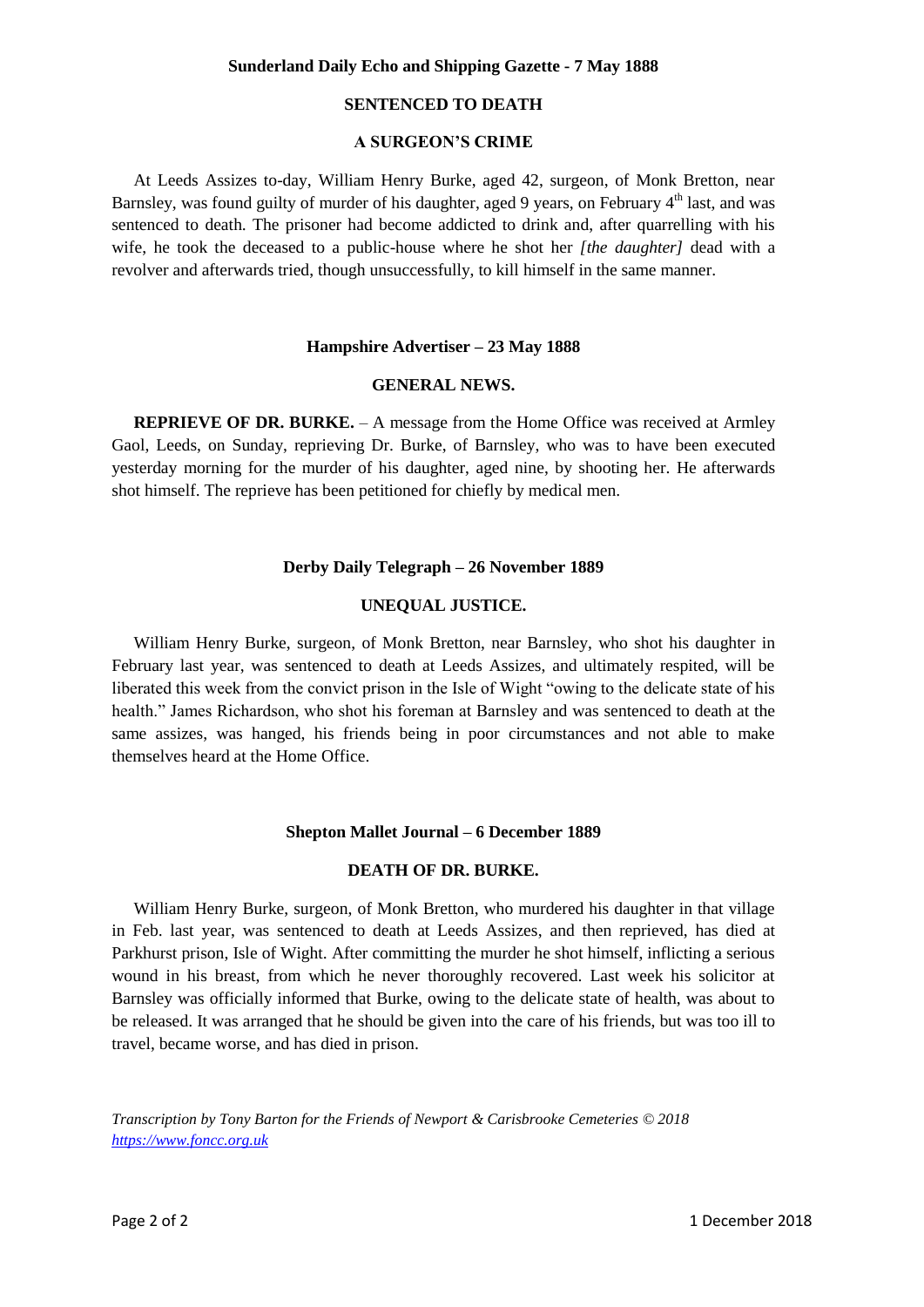**Sunderland Daily Echo and Shipping Gazette - 7 May 1888**

**SENTENCED TO DEATH**

**A SURGEON'S CRIME**

At Leeds Assizes to-day, William Henry Burke, aged 42, surgeon, of Monk Bretton, near Barnsley, was found guilty of murder of his daughter, aged 9 years, on February 4th last, and was sentenced to death. The prisoner had become addicted to drink and, after quarrelling with his wife, he took the deceased to a public-house where he shot her *[the daughter]* dead with a revolver and afterwards tried, though unsuccessfully, to kill himself in the same manner.

**Hampshire Advertiser – 23 May 1888**

**GENERAL NEWS.**

**REPRIEVE OF DR. BURKE.** – A message from the Home Office was received at Armley Gaol, Leeds, on Sunday, reprieving Dr. Burke, of Barnsley, who was to have been executed yesterday morning for the murder of his daughter, aged nine, by shooting her. He afterwards shot himself. The reprieve has been petitioned for chiefly by medical men.

**Derby Daily Telegraph – 26 November 1889**

**UNEQUAL JUSTICE.**

William Henry Burke, surgeon, of Monk Bretton, near Barnsley, who shot his daughter in February last year, was sentenced to death at Leeds Assizes, and ultimately respited, will be liberated this week from the convict prison in the Isle of Wight "owing to the delicate state of his health." James Richardson, who shot his foreman at Barnsley and was sentenced to death at the same assizes, was hanged, his friends being in poor circumstances and not able to make themselves heard at the Home Office.

**Shepton Mallet Journal – 6 December 1889**

**DEATH OF DR. BURKE.**

William Henry Burke, surgeon, of Monk Bretton, who murdered his daughter in that village in Feb. last year, was sentenced to death at Leeds Assizes, and then reprieved, has died at Parkhurst prison, Isle of Wight. After committing the murder he shot himself, inflicting a serious wound in his breast, from which he never thoroughly recovered. Last week his solicitor at Barnsley was officially informed that Burke, owing to the delicate state of health, was about to be released. It was arranged that he should be given into the care of his friends, but was too ill to travel, became worse, and has died in prison.

*Transcription by Tony Barton for the Friends of Newport & Carisbrooke Cemeteries © 2018*
*https://www.foncc.org.uk*